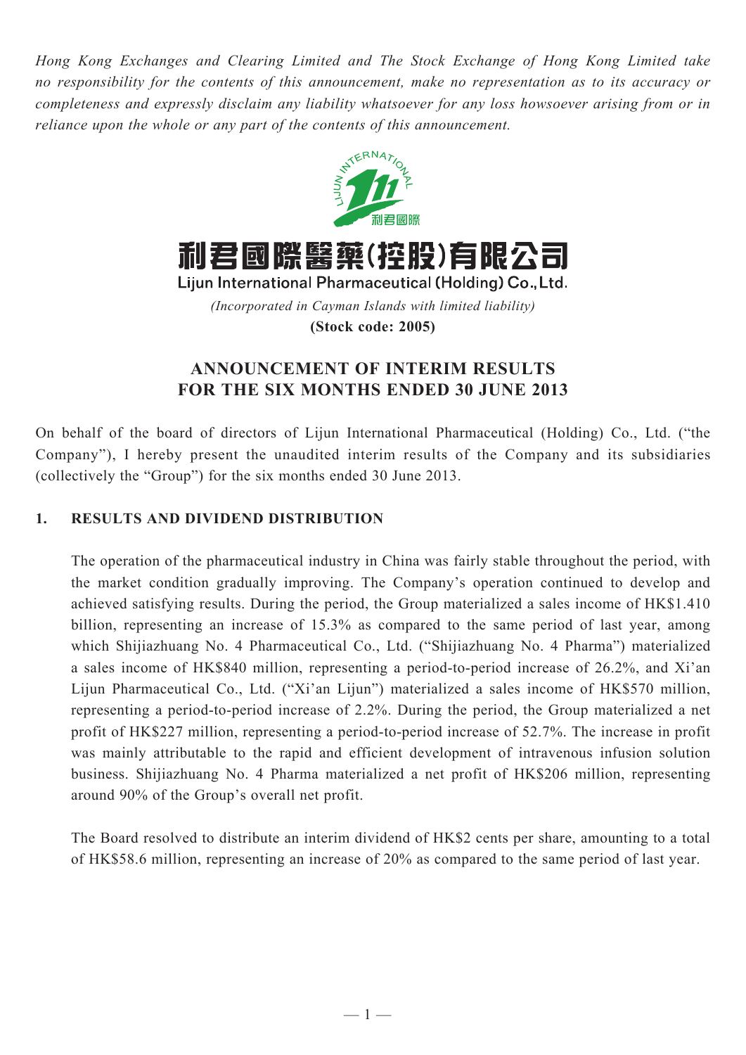*Hong Kong Exchanges and Clearing Limited and The Stock Exchange of Hong Kong Limited take no responsibility for the contents of this announcement, make no representation as to its accuracy or completeness and expressly disclaim any liability whatsoever for any loss howsoever arising from or in reliance upon the whole or any part of the contents of this announcement.*

# 利君國際醫藥(控股)有限公司
## Lijun International Pharmaceutical (Holding) Co., Ltd.

*(Incorporated in Cayman Islands with limited liability)*

**(Stock code: 2005)**

## ANNOUNCEMENT OF INTERIM RESULTS FOR THE SIX MONTHS ENDED 30 JUNE 2013

On behalf of the board of directors of Lijun International Pharmaceutical (Holding) Co., Ltd. ("the Company"), I hereby present the unaudited interim results of the Company and its subsidiaries (collectively the "Group") for the six months ended 30 June 2013.

### 1. RESULTS AND DIVIDEND DISTRIBUTION

The operation of the pharmaceutical industry in China was fairly stable throughout the period, with the market condition gradually improving. The Company's operation continued to develop and achieved satisfying results. During the period, the Group materialized a sales income of HK$1.410 billion, representing an increase of 15.3% as compared to the same period of last year, among which Shijiazhuang No. 4 Pharmaceutical Co., Ltd. ("Shijiazhuang No. 4 Pharma") materialized a sales income of HK$840 million, representing a period-to-period increase of 26.2%, and Xi'an Lijun Pharmaceutical Co., Ltd. ("Xi'an Lijun") materialized a sales income of HK$570 million, representing a period-to-period increase of 2.2%. During the period, the Group materialized a net profit of HK$227 million, representing a period-to-period increase of 52.7%. The increase in profit was mainly attributable to the rapid and efficient development of intravenous infusion solution business. Shijiazhuang No. 4 Pharma materialized a net profit of HK$206 million, representing around 90% of the Group's overall net profit.

The Board resolved to distribute an interim dividend of HK$2 cents per share, amounting to a total of HK$58.6 million, representing an increase of 20% as compared to the same period of last year.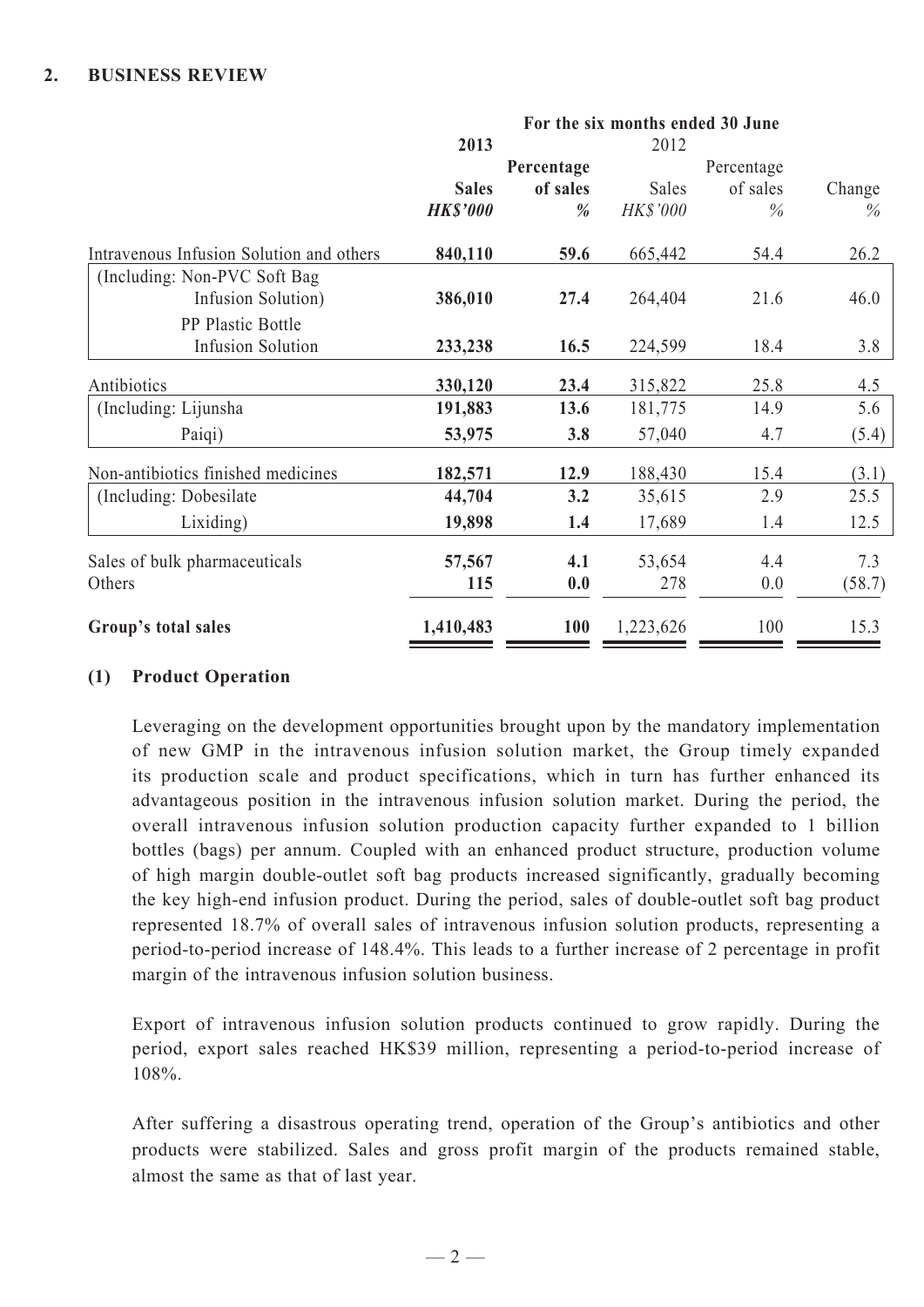## 2. BUSINESS REVIEW

| | For the six months ended 30 June | | | | |
|---|---|---|---|---|---|
| | **2013** | | 2012 | | |
| | **Sales** | **Percentage of sales** | Sales | Percentage of sales | Change |
| | ***HK$'000*** | ***%*** | *HK$'000* | *%* | *%* |
| Intravenous Infusion Solution and others | **840,110** | **59.6** | 665,442 | 54.4 | 26.2 |
| (Including: Non-PVC Soft Bag Infusion Solution) | **386,010** | **27.4** | 264,404 | 21.6 | 46.0 |
| PP Plastic Bottle Infusion Solution | **233,238** | **16.5** | 224,599 | 18.4 | 3.8 |
| Antibiotics | **330,120** | **23.4** | 315,822 | 25.8 | 4.5 |
| (Including: Lijunsha | **191,883** | **13.6** | 181,775 | 14.9 | 5.6 |
| Paiqi) | **53,975** | **3.8** | 57,040 | 4.7 | (5.4) |
| Non-antibiotics finished medicines | **182,571** | **12.9** | 188,430 | 15.4 | (3.1) |
| (Including: Dobesilate | **44,704** | **3.2** | 35,615 | 2.9 | 25.5 |
| Lixiding) | **19,898** | **1.4** | 17,689 | 1.4 | 12.5 |
| Sales of bulk pharmaceuticals | **57,567** | **4.1** | 53,654 | 4.4 | 7.3 |
| Others | **115** | **0.0** | 278 | 0.0 | (58.7) |
| **Group's total sales** | **1,410,483** | **100** | 1,223,626 | 100 | 15.3 |

### (1) Product Operation

Leveraging on the development opportunities brought upon by the mandatory implementation of new GMP in the intravenous infusion solution market, the Group timely expanded its production scale and product specifications, which in turn has further enhanced its advantageous position in the intravenous infusion solution market. During the period, the overall intravenous infusion solution production capacity further expanded to 1 billion bottles (bags) per annum. Coupled with an enhanced product structure, production volume of high margin double-outlet soft bag products increased significantly, gradually becoming the key high-end infusion product. During the period, sales of double-outlet soft bag product represented 18.7% of overall sales of intravenous infusion solution products, representing a period-to-period increase of 148.4%. This leads to a further increase of 2 percentage in profit margin of the intravenous infusion solution business.

Export of intravenous infusion solution products continued to grow rapidly. During the period, export sales reached HK$39 million, representing a period-to-period increase of 108%.

After suffering a disastrous operating trend, operation of the Group's antibiotics and other products were stabilized. Sales and gross profit margin of the products remained stable, almost the same as that of last year.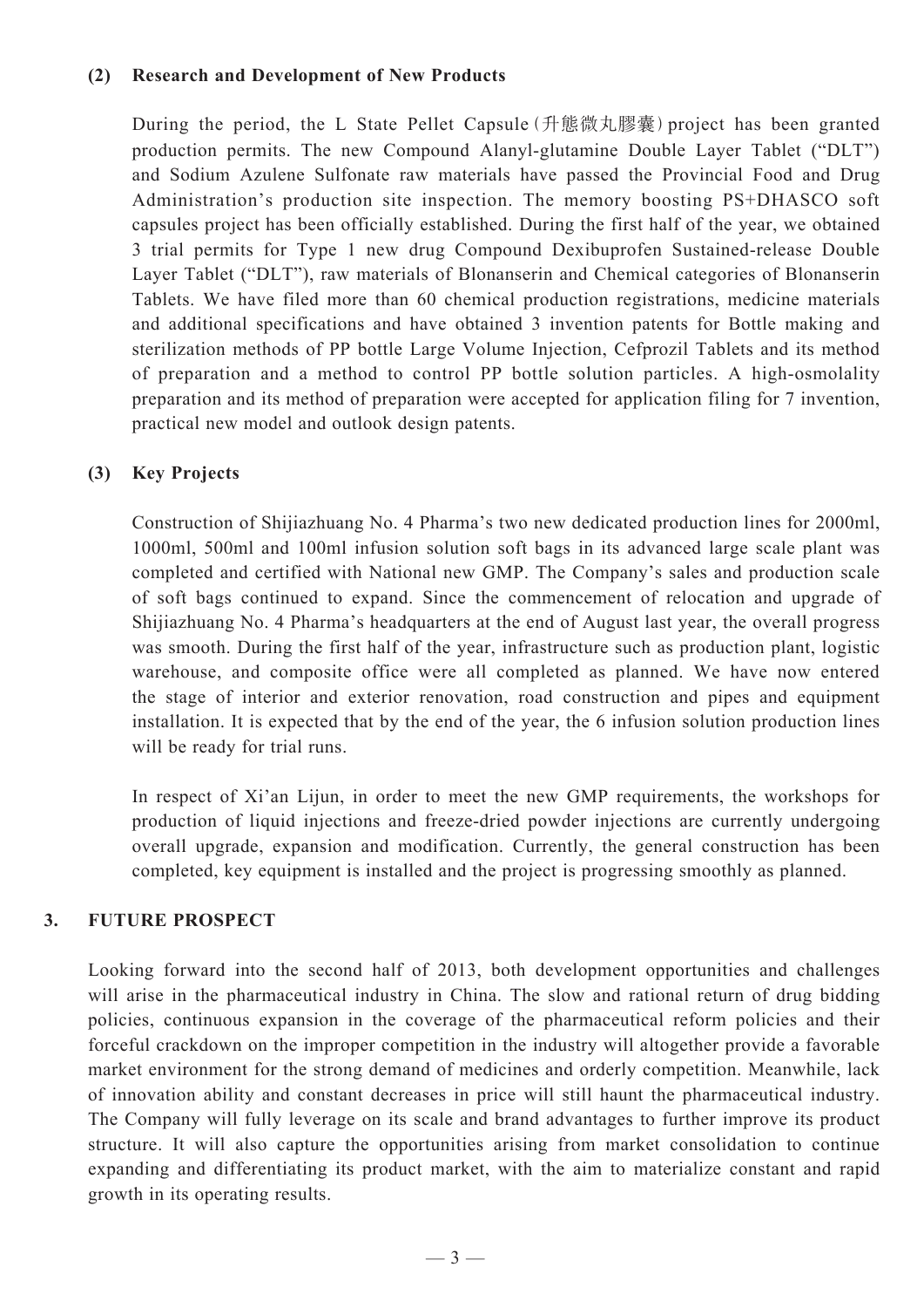### (2) Research and Development of New Products

During the period, the L State Pellet Capsule (升態微丸膠囊) project has been granted production permits. The new Compound Alanyl-glutamine Double Layer Tablet ("DLT") and Sodium Azulene Sulfonate raw materials have passed the Provincial Food and Drug Administration's production site inspection. The memory boosting PS+DHASCO soft capsules project has been officially established. During the first half of the year, we obtained 3 trial permits for Type 1 new drug Compound Dexibuprofen Sustained-release Double Layer Tablet ("DLT"), raw materials of Blonanserin and Chemical categories of Blonanserin Tablets. We have filed more than 60 chemical production registrations, medicine materials and additional specifications and have obtained 3 invention patents for Bottle making and sterilization methods of PP bottle Large Volume Injection, Cefprozil Tablets and its method of preparation and a method to control PP bottle solution particles. A high-osmolality preparation and its method of preparation were accepted for application filing for 7 invention, practical new model and outlook design patents.

### (3) Key Projects

Construction of Shijiazhuang No. 4 Pharma's two new dedicated production lines for 2000ml, 1000ml, 500ml and 100ml infusion solution soft bags in its advanced large scale plant was completed and certified with National new GMP. The Company's sales and production scale of soft bags continued to expand. Since the commencement of relocation and upgrade of Shijiazhuang No. 4 Pharma's headquarters at the end of August last year, the overall progress was smooth. During the first half of the year, infrastructure such as production plant, logistic warehouse, and composite office were all completed as planned. We have now entered the stage of interior and exterior renovation, road construction and pipes and equipment installation. It is expected that by the end of the year, the 6 infusion solution production lines will be ready for trial runs.

In respect of Xi'an Lijun, in order to meet the new GMP requirements, the workshops for production of liquid injections and freeze-dried powder injections are currently undergoing overall upgrade, expansion and modification. Currently, the general construction has been completed, key equipment is installed and the project is progressing smoothly as planned.

## 3. FUTURE PROSPECT

Looking forward into the second half of 2013, both development opportunities and challenges will arise in the pharmaceutical industry in China. The slow and rational return of drug bidding policies, continuous expansion in the coverage of the pharmaceutical reform policies and their forceful crackdown on the improper competition in the industry will altogether provide a favorable market environment for the strong demand of medicines and orderly competition. Meanwhile, lack of innovation ability and constant decreases in price will still haunt the pharmaceutical industry. The Company will fully leverage on its scale and brand advantages to further improve its product structure. It will also capture the opportunities arising from market consolidation to continue expanding and differentiating its product market, with the aim to materialize constant and rapid growth in its operating results.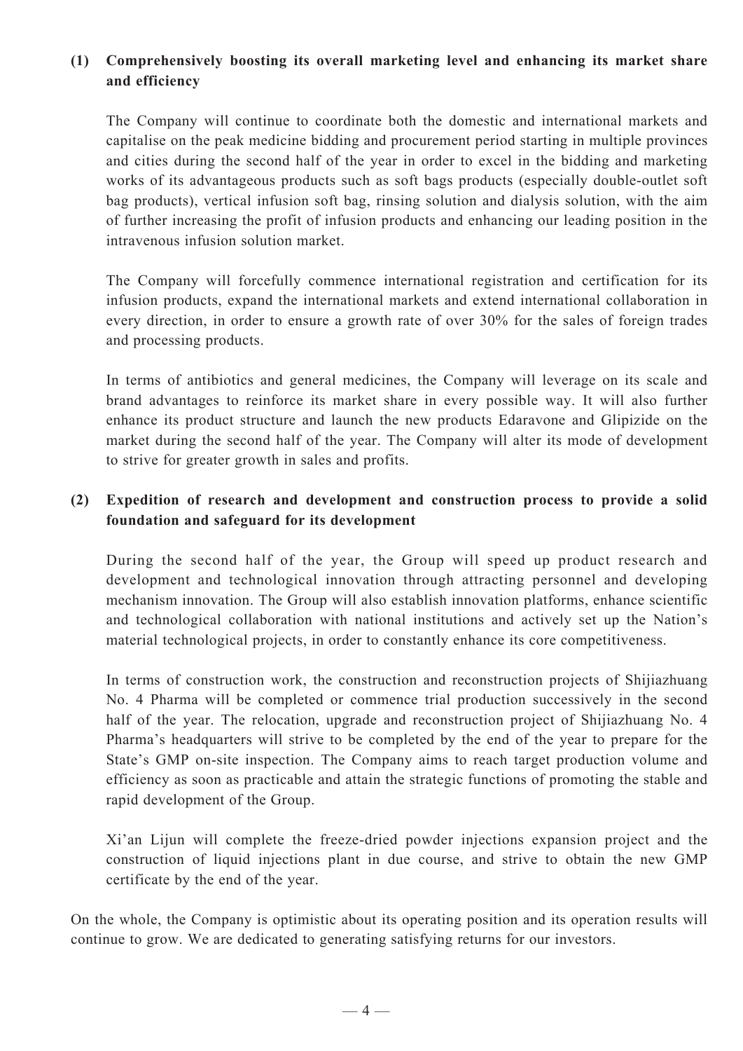**(1) Comprehensively boosting its overall marketing level and enhancing its market share and efficiency**

The Company will continue to coordinate both the domestic and international markets and capitalise on the peak medicine bidding and procurement period starting in multiple provinces and cities during the second half of the year in order to excel in the bidding and marketing works of its advantageous products such as soft bags products (especially double-outlet soft bag products), vertical infusion soft bag, rinsing solution and dialysis solution, with the aim of further increasing the profit of infusion products and enhancing our leading position in the intravenous infusion solution market.

The Company will forcefully commence international registration and certification for its infusion products, expand the international markets and extend international collaboration in every direction, in order to ensure a growth rate of over 30% for the sales of foreign trades and processing products.

In terms of antibiotics and general medicines, the Company will leverage on its scale and brand advantages to reinforce its market share in every possible way. It will also further enhance its product structure and launch the new products Edaravone and Glipizide on the market during the second half of the year. The Company will alter its mode of development to strive for greater growth in sales and profits.

**(2) Expedition of research and development and construction process to provide a solid foundation and safeguard for its development**

During the second half of the year, the Group will speed up product research and development and technological innovation through attracting personnel and developing mechanism innovation. The Group will also establish innovation platforms, enhance scientific and technological collaboration with national institutions and actively set up the Nation's material technological projects, in order to constantly enhance its core competitiveness.

In terms of construction work, the construction and reconstruction projects of Shijiazhuang No. 4 Pharma will be completed or commence trial production successively in the second half of the year. The relocation, upgrade and reconstruction project of Shijiazhuang No. 4 Pharma's headquarters will strive to be completed by the end of the year to prepare for the State's GMP on-site inspection. The Company aims to reach target production volume and efficiency as soon as practicable and attain the strategic functions of promoting the stable and rapid development of the Group.

Xi'an Lijun will complete the freeze-dried powder injections expansion project and the construction of liquid injections plant in due course, and strive to obtain the new GMP certificate by the end of the year.

On the whole, the Company is optimistic about its operating position and its operation results will continue to grow. We are dedicated to generating satisfying returns for our investors.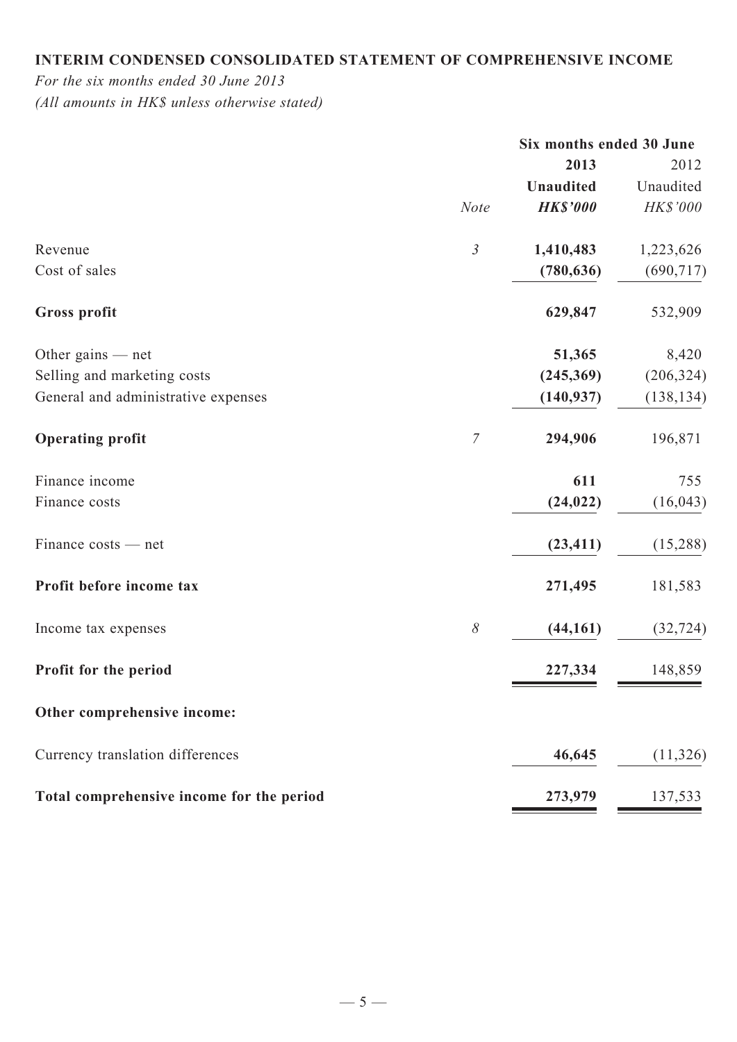**INTERIM CONDENSED CONSOLIDATED STATEMENT OF COMPREHENSIVE INCOME**

*For the six months ended 30 June 2013*
*(All amounts in HK$ unless otherwise stated)*

| | | Six months ended 30 June | |
|---|---|---|---|
| | | **2013** | 2012 |
| | | **Unaudited** | Unaudited |
| | *Note* | ***HK$'000*** | *HK$'000* |
| Revenue | *3* | **1,410,483** | 1,223,626 |
| Cost of sales | | **(780,636)** | (690,717) |
| **Gross profit** | | **629,847** | 532,909 |
| Other gains — net | | **51,365** | 8,420 |
| Selling and marketing costs | | **(245,369)** | (206,324) |
| General and administrative expenses | | **(140,937)** | (138,134) |
| **Operating profit** | *7* | **294,906** | 196,871 |
| Finance income | | **611** | 755 |
| Finance costs | | **(24,022)** | (16,043) |
| Finance costs — net | | **(23,411)** | (15,288) |
| **Profit before income tax** | | **271,495** | 181,583 |
| Income tax expenses | *8* | **(44,161)** | (32,724) |
| **Profit for the period** | | **227,334** | 148,859 |
| **Other comprehensive income:** | | | |
| Currency translation differences | | **46,645** | (11,326) |
| **Total comprehensive income for the period** | | **273,979** | 137,533 |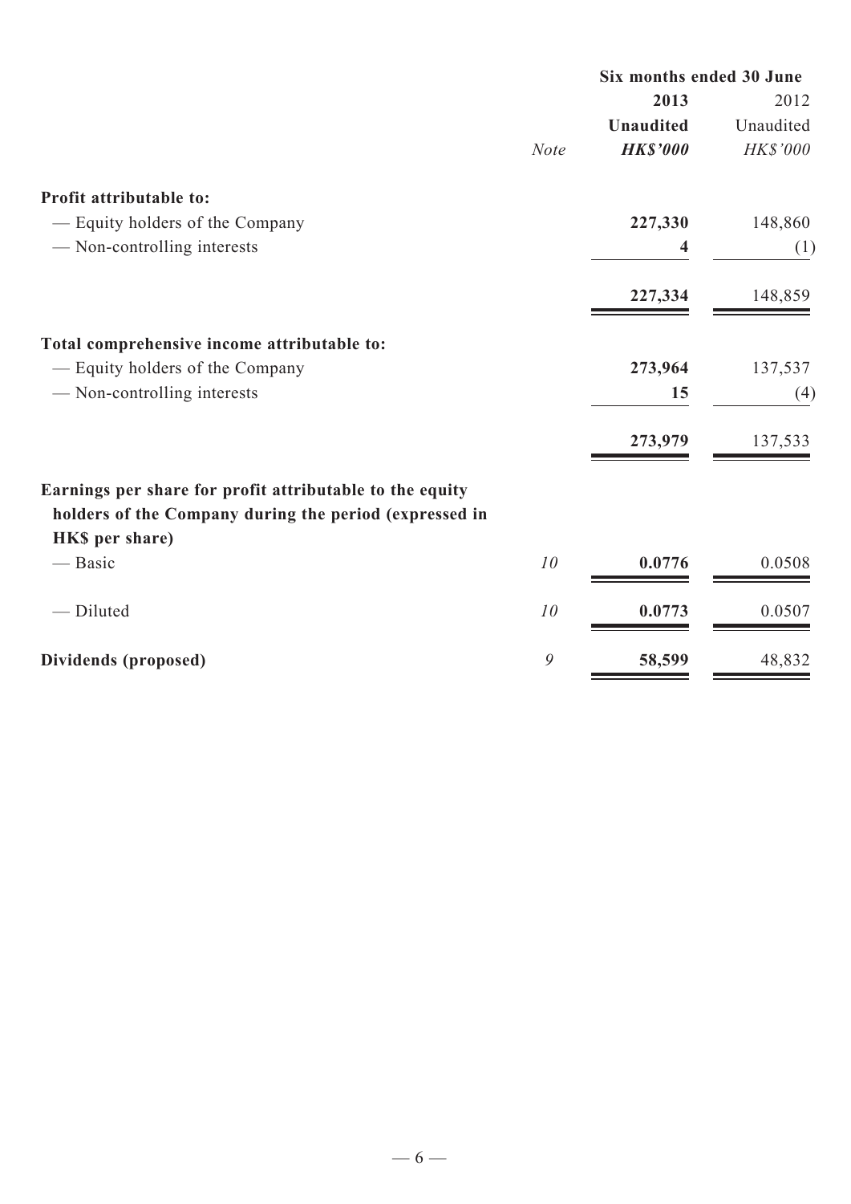| | Note | Six months ended 30 June | |
|---|---|---|---|
| | | **2013** | 2012 |
| | | **Unaudited** | Unaudited |
| | | ***HK$'000*** | *HK$'000* |
| **Profit attributable to:** | | | |
| — Equity holders of the Company | | **227,330** | 148,860 |
| — Non-controlling interests | | **4** | (1) |
| | | **227,334** | 148,859 |
| **Total comprehensive income attributable to:** | | | |
| — Equity holders of the Company | | **273,964** | 137,537 |
| — Non-controlling interests | | **15** | (4) |
| | | **273,979** | 137,533 |
| **Earnings per share for profit attributable to the equity holders of the Company during the period (expressed in HK$ per share)** | | | |
| — Basic | *10* | **0.0776** | 0.0508 |
| — Diluted | *10* | **0.0773** | 0.0507 |
| **Dividends (proposed)** | *9* | **58,599** | 48,832 |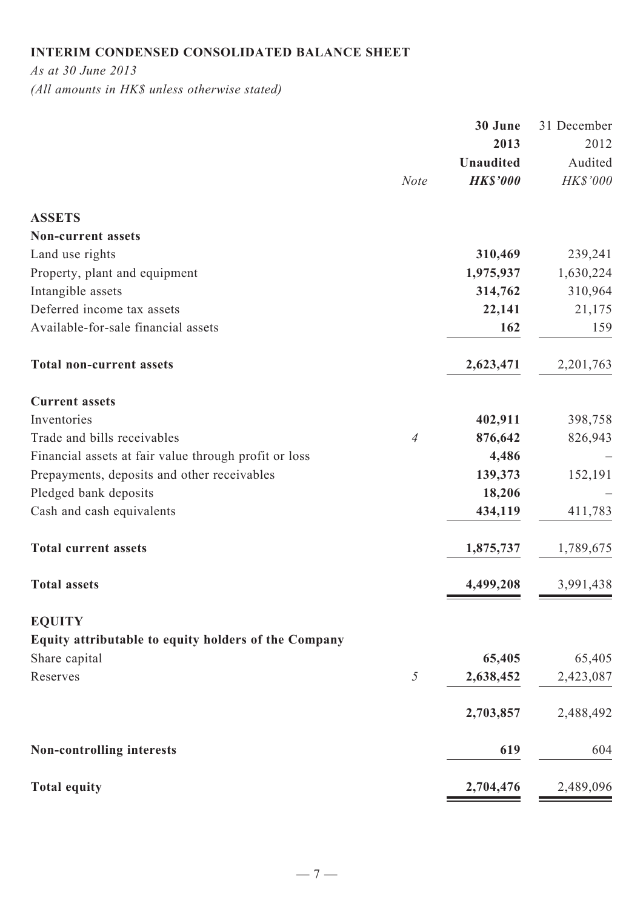**INTERIM CONDENSED CONSOLIDATED BALANCE SHEET**

*As at 30 June 2013*

*(All amounts in HK$ unless otherwise stated)*

| | Note | **30 June 2013 Unaudited *HK$'000*** | 31 December 2012 Audited *HK$'000* |
|---|---|---|---|
| **ASSETS** | | | |
| **Non-current assets** | | | |
| Land use rights | | **310,469** | 239,241 |
| Property, plant and equipment | | **1,975,937** | 1,630,224 |
| Intangible assets | | **314,762** | 310,964 |
| Deferred income tax assets | | **22,141** | 21,175 |
| Available-for-sale financial assets | | **162** | 159 |
| **Total non-current assets** | | **2,623,471** | 2,201,763 |
| **Current assets** | | | |
| Inventories | | **402,911** | 398,758 |
| Trade and bills receivables | *4* | **876,642** | 826,943 |
| Financial assets at fair value through profit or loss | | **4,486** | – |
| Prepayments, deposits and other receivables | | **139,373** | 152,191 |
| Pledged bank deposits | | **18,206** | – |
| Cash and cash equivalents | | **434,119** | 411,783 |
| **Total current assets** | | **1,875,737** | 1,789,675 |
| **Total assets** | | **4,499,208** | 3,991,438 |
| **EQUITY** | | | |
| **Equity attributable to equity holders of the Company** | | | |
| Share capital | | **65,405** | 65,405 |
| Reserves | *5* | **2,638,452** | 2,423,087 |
| | | **2,703,857** | 2,488,492 |
| **Non-controlling interests** | | **619** | 604 |
| **Total equity** | | **2,704,476** | 2,489,096 |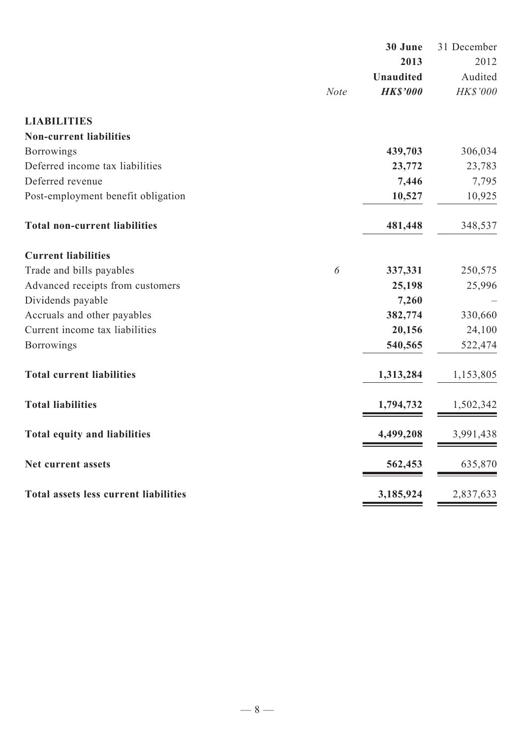| | Note | 30 June 2013 Unaudited HK$'000 | 31 December 2012 Audited HK$'000 |
|---|---|---|---|
| **LIABILITIES** | | | |
| **Non-current liabilities** | | | |
| Borrowings | | **439,703** | 306,034 |
| Deferred income tax liabilities | | **23,772** | 23,783 |
| Deferred revenue | | **7,446** | 7,795 |
| Post-employment benefit obligation | | **10,527** | 10,925 |
| **Total non-current liabilities** | | **481,448** | 348,537 |
| **Current liabilities** | | | |
| Trade and bills payables | 6 | **337,331** | 250,575 |
| Advanced receipts from customers | | **25,198** | 25,996 |
| Dividends payable | | **7,260** | – |
| Accruals and other payables | | **382,774** | 330,660 |
| Current income tax liabilities | | **20,156** | 24,100 |
| Borrowings | | **540,565** | 522,474 |
| **Total current liabilities** | | **1,313,284** | 1,153,805 |
| **Total liabilities** | | **1,794,732** | 1,502,342 |
| **Total equity and liabilities** | | **4,499,208** | 3,991,438 |
| **Net current assets** | | **562,453** | 635,870 |
| **Total assets less current liabilities** | | **3,185,924** | 2,837,633 |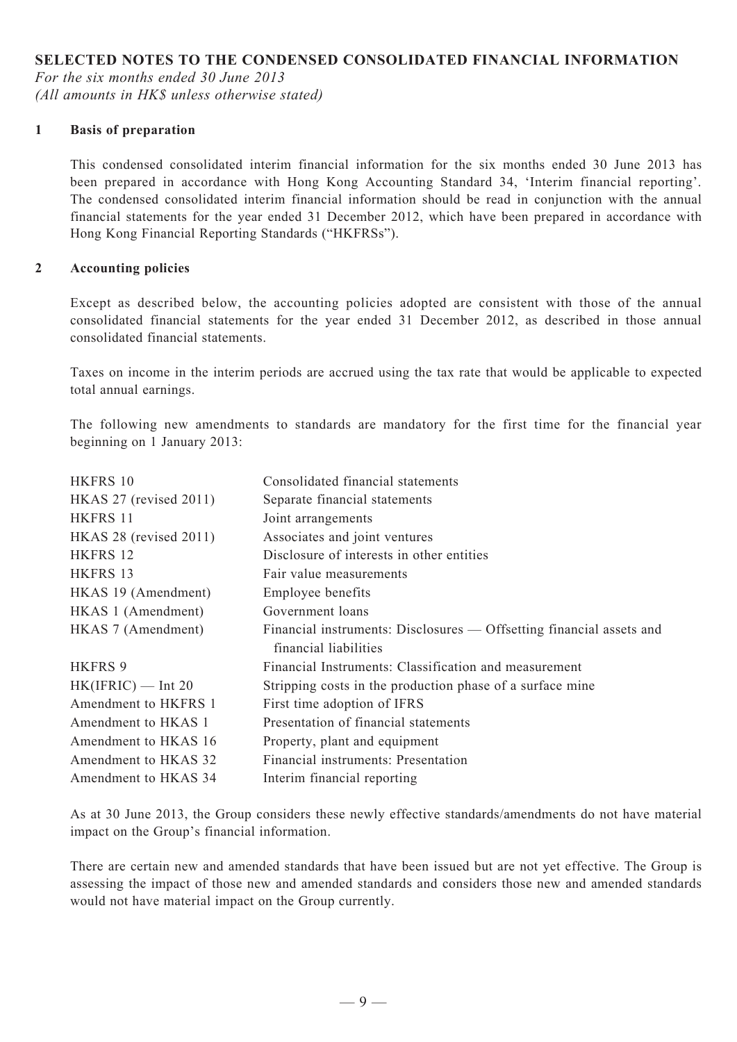## SELECTED NOTES TO THE CONDENSED CONSOLIDATED FINANCIAL INFORMATION

*For the six months ended 30 June 2013*
*(All amounts in HK$ unless otherwise stated)*

### 1 Basis of preparation

This condensed consolidated interim financial information for the six months ended 30 June 2013 has been prepared in accordance with Hong Kong Accounting Standard 34, 'Interim financial reporting'. The condensed consolidated interim financial information should be read in conjunction with the annual financial statements for the year ended 31 December 2012, which have been prepared in accordance with Hong Kong Financial Reporting Standards ("HKFRSs").

### 2 Accounting policies

Except as described below, the accounting policies adopted are consistent with those of the annual consolidated financial statements for the year ended 31 December 2012, as described in those annual consolidated financial statements.

Taxes on income in the interim periods are accrued using the tax rate that would be applicable to expected total annual earnings.

The following new amendments to standards are mandatory for the first time for the financial year beginning on 1 January 2013:

| | |
|---|---|
| HKFRS 10 | Consolidated financial statements |
| HKAS 27 (revised 2011) | Separate financial statements |
| HKFRS 11 | Joint arrangements |
| HKAS 28 (revised 2011) | Associates and joint ventures |
| HKFRS 12 | Disclosure of interests in other entities |
| HKFRS 13 | Fair value measurements |
| HKAS 19 (Amendment) | Employee benefits |
| HKAS 1 (Amendment) | Government loans |
| HKAS 7 (Amendment) | Financial instruments: Disclosures — Offsetting financial assets and financial liabilities |
| HKFRS 9 | Financial Instruments: Classification and measurement |
| HK(IFRIC) — Int 20 | Stripping costs in the production phase of a surface mine |
| Amendment to HKFRS 1 | First time adoption of IFRS |
| Amendment to HKAS 1 | Presentation of financial statements |
| Amendment to HKAS 16 | Property, plant and equipment |
| Amendment to HKAS 32 | Financial instruments: Presentation |
| Amendment to HKAS 34 | Interim financial reporting |

As at 30 June 2013, the Group considers these newly effective standards/amendments do not have material impact on the Group's financial information.

There are certain new and amended standards that have been issued but are not yet effective. The Group is assessing the impact of those new and amended standards and considers those new and amended standards would not have material impact on the Group currently.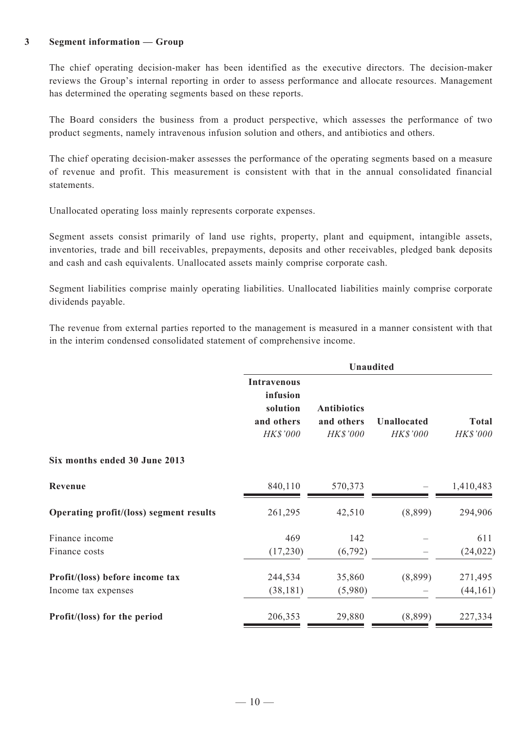### 3 Segment information — Group

The chief operating decision-maker has been identified as the executive directors. The decision-maker reviews the Group's internal reporting in order to assess performance and allocate resources. Management has determined the operating segments based on these reports.

The Board considers the business from a product perspective, which assesses the performance of two product segments, namely intravenous infusion solution and others, and antibiotics and others.

The chief operating decision-maker assesses the performance of the operating segments based on a measure of revenue and profit. This measurement is consistent with that in the annual consolidated financial statements.

Unallocated operating loss mainly represents corporate expenses.

Segment assets consist primarily of land use rights, property, plant and equipment, intangible assets, inventories, trade and bill receivables, prepayments, deposits and other receivables, pledged bank deposits and cash and cash equivalents. Unallocated assets mainly comprise corporate cash.

Segment liabilities comprise mainly operating liabilities. Unallocated liabilities mainly comprise corporate dividends payable.

The revenue from external parties reported to the management is measured in a manner consistent with that in the interim condensed consolidated statement of comprehensive income.

| | **Unaudited** | | | |
|---|---|---|---|---|
| | **Intravenous infusion solution and others** *HK$'000* | **Antibiotics and others** *HK$'000* | **Unallocated** *HK$'000* | **Total** *HK$'000* |
| **Six months ended 30 June 2013** | | | | |
| **Revenue** | 840,110 | 570,373 | – | 1,410,483 |
| **Operating profit/(loss) segment results** | 261,295 | 42,510 | (8,899) | 294,906 |
| Finance income | 469 | 142 | – | 611 |
| Finance costs | (17,230) | (6,792) | – | (24,022) |
| **Profit/(loss) before income tax** | 244,534 | 35,860 | (8,899) | 271,495 |
| Income tax expenses | (38,181) | (5,980) | – | (44,161) |
| **Profit/(loss) for the period** | 206,353 | 29,880 | (8,899) | 227,334 |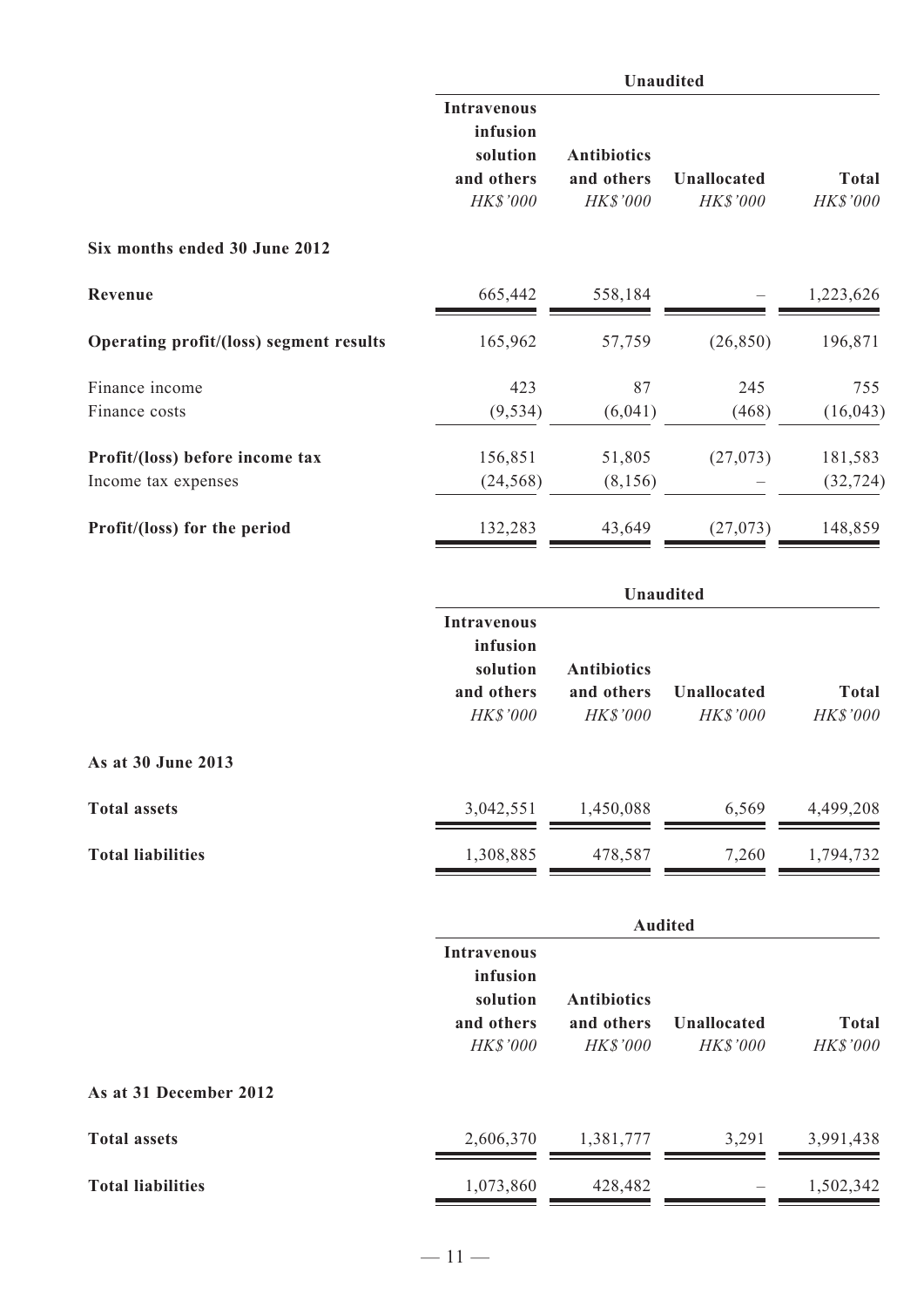| | Unaudited | | | |
|---|---|---|---|---|
| | Intravenous infusion solution and others | Antibiotics and others | Unallocated | Total |
| | *HK$'000* | *HK$'000* | *HK$'000* | *HK$'000* |
| **Six months ended 30 June 2012** | | | | |
| **Revenue** | 665,442 | 558,184 | – | 1,223,626 |
| **Operating profit/(loss) segment results** | 165,962 | 57,759 | (26,850) | 196,871 |
| Finance income | 423 | 87 | 245 | 755 |
| Finance costs | (9,534) | (6,041) | (468) | (16,043) |
| **Profit/(loss) before income tax** | 156,851 | 51,805 | (27,073) | 181,583 |
| Income tax expenses | (24,568) | (8,156) | – | (32,724) |
| **Profit/(loss) for the period** | 132,283 | 43,649 | (27,073) | 148,859 |

| | Unaudited | | | |
|---|---|---|---|---|
| | Intravenous infusion solution and others | Antibiotics and others | Unallocated | Total |
| | *HK$'000* | *HK$'000* | *HK$'000* | *HK$'000* |
| **As at 30 June 2013** | | | | |
| **Total assets** | 3,042,551 | 1,450,088 | 6,569 | 4,499,208 |
| **Total liabilities** | 1,308,885 | 478,587 | 7,260 | 1,794,732 |

| | Audited | | | |
|---|---|---|---|---|
| | Intravenous infusion solution and others | Antibiotics and others | Unallocated | Total |
| | *HK$'000* | *HK$'000* | *HK$'000* | *HK$'000* |
| **As at 31 December 2012** | | | | |
| **Total assets** | 2,606,370 | 1,381,777 | 3,291 | 3,991,438 |
| **Total liabilities** | 1,073,860 | 428,482 | – | 1,502,342 |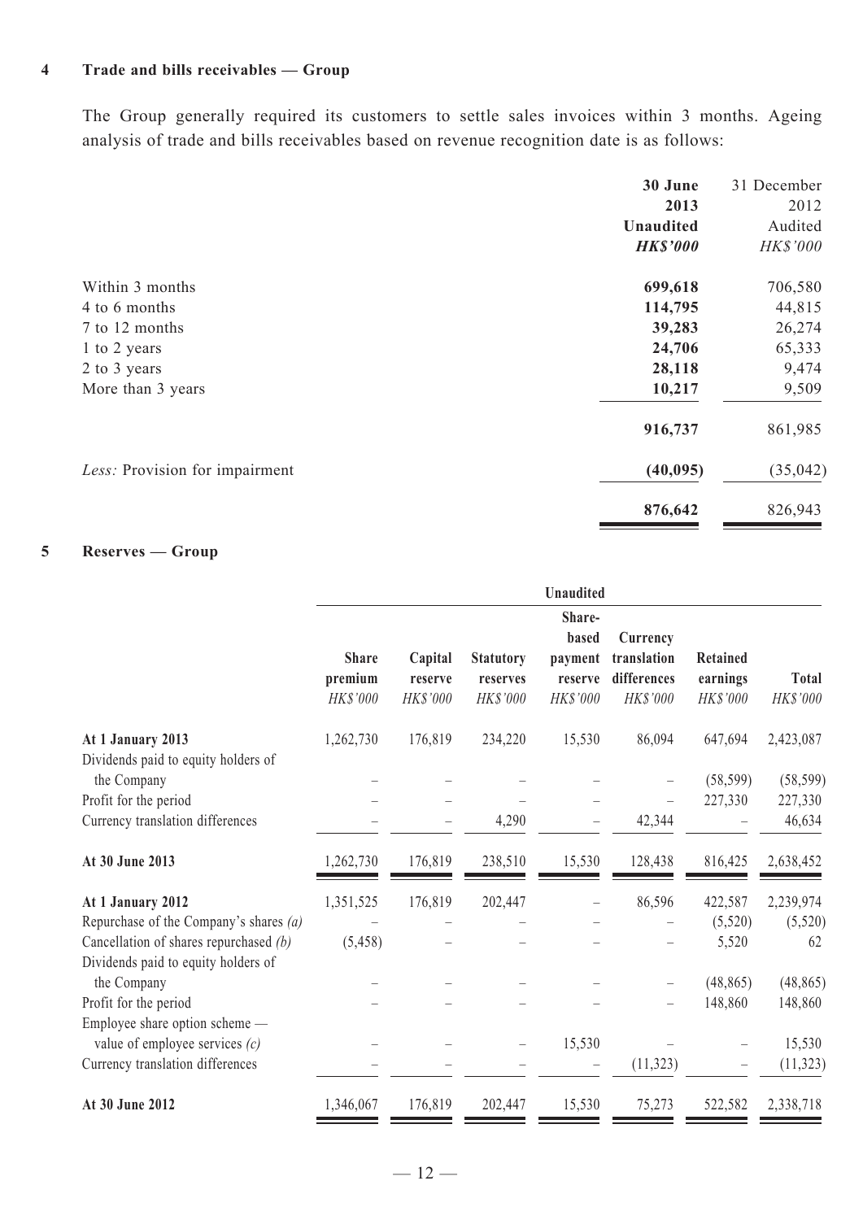## 4 Trade and bills receivables — Group

The Group generally required its customers to settle sales invoices within 3 months. Ageing analysis of trade and bills receivables based on revenue recognition date is as follows:

| | **30 June 2013** | 31 December 2012 |
|---|---|---|
| | **Unaudited** | Audited |
| | ***HK$'000*** | *HK$'000* |
| Within 3 months | **699,618** | 706,580 |
| 4 to 6 months | **114,795** | 44,815 |
| 7 to 12 months | **39,283** | 26,274 |
| 1 to 2 years | **24,706** | 65,333 |
| 2 to 3 years | **28,118** | 9,474 |
| More than 3 years | **10,217** | 9,509 |
| | **916,737** | 861,985 |
| *Less:* Provision for impairment | **(40,095)** | (35,042) |
| | **876,642** | 826,943 |

## 5 Reserves — Group

| | **Unaudited** | | | | | | |
|---|---|---|---|---|---|---|---|
| | **Share premium** | **Capital reserve** | **Statutory reserves** | **Share-based payment reserve** | **Currency translation differences** | **Retained earnings** | **Total** |
| | *HK$'000* | *HK$'000* | *HK$'000* | *HK$'000* | *HK$'000* | *HK$'000* | *HK$'000* |
| **At 1 January 2013** | 1,262,730 | 176,819 | 234,220 | 15,530 | 86,094 | 647,694 | 2,423,087 |
| Dividends paid to equity holders of the Company | – | – | – | – | – | (58,599) | (58,599) |
| Profit for the period | – | – | – | – | – | 227,330 | 227,330 |
| Currency translation differences | – | – | 4,290 | – | 42,344 | – | 46,634 |
| **At 30 June 2013** | 1,262,730 | 176,819 | 238,510 | 15,530 | 128,438 | 816,425 | 2,638,452 |
| **At 1 January 2012** | 1,351,525 | 176,819 | 202,447 | – | 86,596 | 422,587 | 2,239,974 |
| Repurchase of the Company's shares *(a)* | – | – | – | – | – | (5,520) | (5,520) |
| Cancellation of shares repurchased *(b)* | (5,458) | – | – | – | – | 5,520 | 62 |
| Dividends paid to equity holders of the Company | – | – | – | – | – | (48,865) | (48,865) |
| Profit for the period | – | – | – | – | – | 148,860 | 148,860 |
| Employee share option scheme — value of employee services *(c)* | – | – | – | 15,530 | – | – | 15,530 |
| Currency translation differences | – | – | – | – | (11,323) | – | (11,323) |
| **At 30 June 2012** | 1,346,067 | 176,819 | 202,447 | 15,530 | 75,273 | 522,582 | 2,338,718 |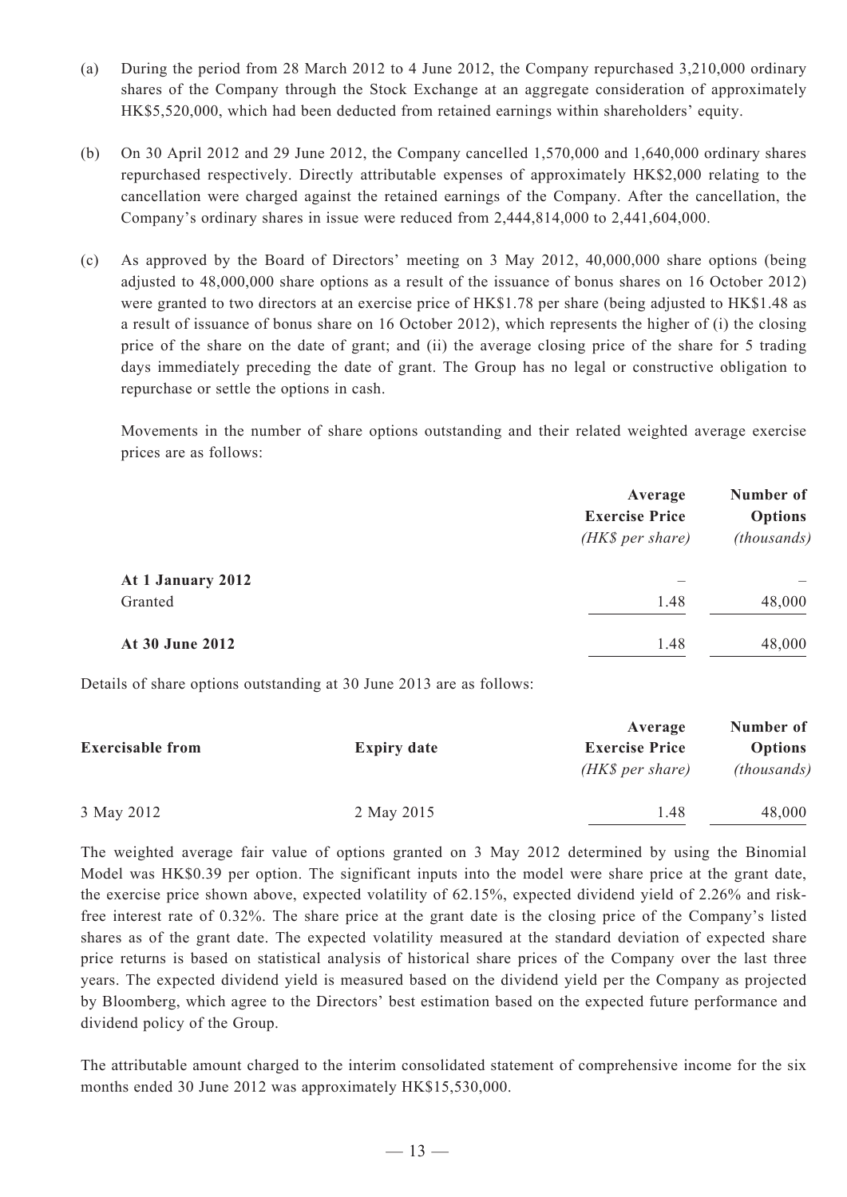(a) During the period from 28 March 2012 to 4 June 2012, the Company repurchased 3,210,000 ordinary shares of the Company through the Stock Exchange at an aggregate consideration of approximately HK$5,520,000, which had been deducted from retained earnings within shareholders' equity.

(b) On 30 April 2012 and 29 June 2012, the Company cancelled 1,570,000 and 1,640,000 ordinary shares repurchased respectively. Directly attributable expenses of approximately HK$2,000 relating to the cancellation were charged against the retained earnings of the Company. After the cancellation, the Company's ordinary shares in issue were reduced from 2,444,814,000 to 2,441,604,000.

(c) As approved by the Board of Directors' meeting on 3 May 2012, 40,000,000 share options (being adjusted to 48,000,000 share options as a result of the issuance of bonus shares on 16 October 2012) were granted to two directors at an exercise price of HK$1.78 per share (being adjusted to HK$1.48 as a result of issuance of bonus share on 16 October 2012), which represents the higher of (i) the closing price of the share on the date of grant; and (ii) the average closing price of the share for 5 trading days immediately preceding the date of grant. The Group has no legal or constructive obligation to repurchase or settle the options in cash.

Movements in the number of share options outstanding and their related weighted average exercise prices are as follows:

| | **Average Exercise Price** *(HK$ per share)* | **Number of Options** *(thousands)* |
|---|---|---|
| **At 1 January 2012** | – | – |
| Granted | 1.48 | 48,000 |
| **At 30 June 2012** | 1.48 | 48,000 |

Details of share options outstanding at 30 June 2013 are as follows:

| **Exercisable from** | **Expiry date** | **Average Exercise Price** *(HK$ per share)* | **Number of Options** *(thousands)* |
|---|---|---|---|
| 3 May 2012 | 2 May 2015 | 1.48 | 48,000 |

The weighted average fair value of options granted on 3 May 2012 determined by using the Binomial Model was HK$0.39 per option. The significant inputs into the model were share price at the grant date, the exercise price shown above, expected volatility of 62.15%, expected dividend yield of 2.26% and risk-free interest rate of 0.32%. The share price at the grant date is the closing price of the Company's listed shares as of the grant date. The expected volatility measured at the standard deviation of expected share price returns is based on statistical analysis of historical share prices of the Company over the last three years. The expected dividend yield is measured based on the dividend yield per the Company as projected by Bloomberg, which agree to the Directors' best estimation based on the expected future performance and dividend policy of the Group.

The attributable amount charged to the interim consolidated statement of comprehensive income for the six months ended 30 June 2012 was approximately HK$15,530,000.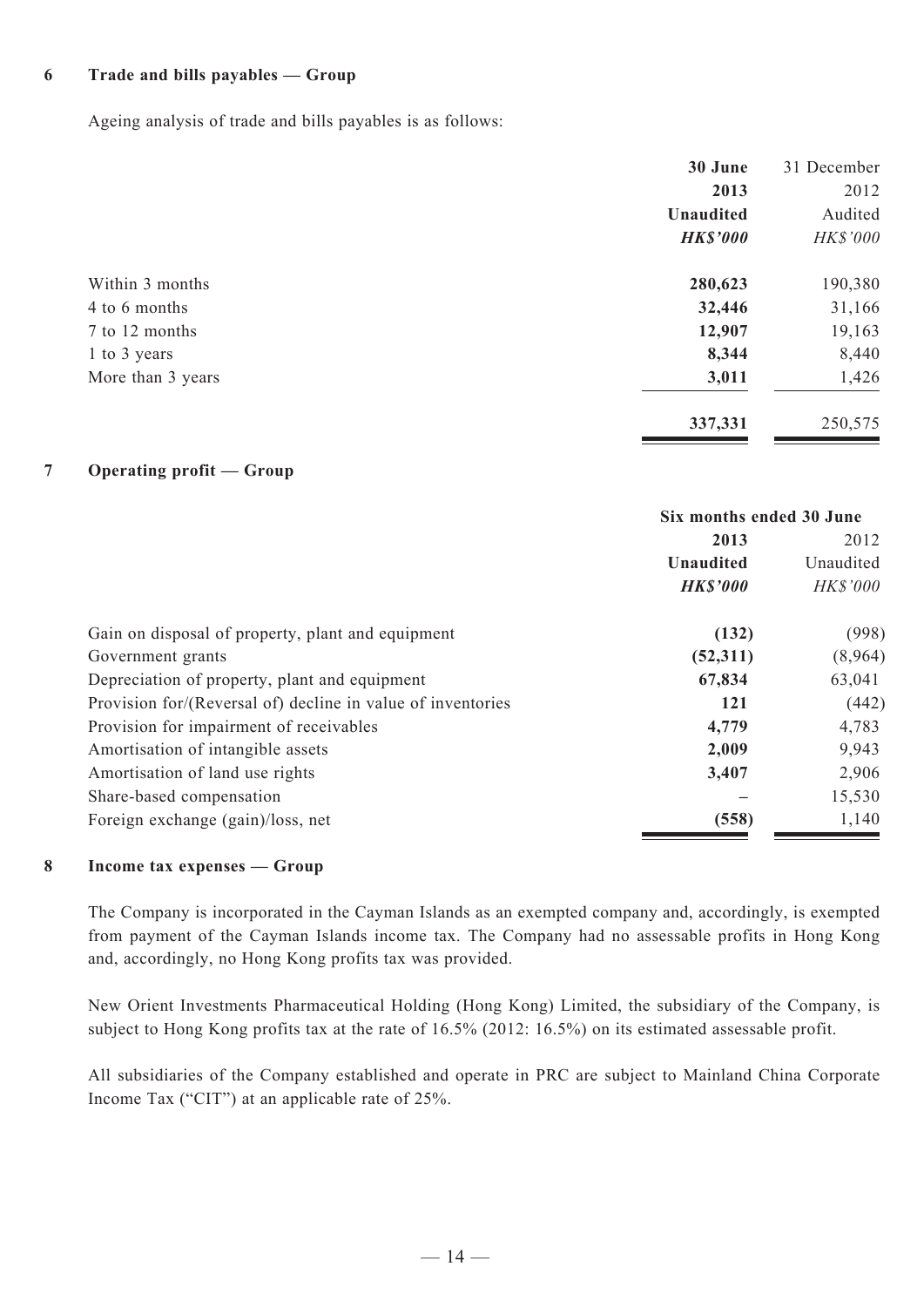### 6 Trade and bills payables — Group

Ageing analysis of trade and bills payables is as follows:

| | **30 June 2013** | 31 December 2012 |
|---|---|---|
| | **Unaudited** | Audited |
| | ***HK$'000*** | *HK$'000* |
| Within 3 months | **280,623** | 190,380 |
| 4 to 6 months | **32,446** | 31,166 |
| 7 to 12 months | **12,907** | 19,163 |
| 1 to 3 years | **8,344** | 8,440 |
| More than 3 years | **3,011** | 1,426 |
| | **337,331** | 250,575 |

### 7 Operating profit — Group

| | **Six months ended 30 June** | |
|---|---|---|
| | **2013** | 2012 |
| | **Unaudited** | Unaudited |
| | ***HK$'000*** | *HK$'000* |
| Gain on disposal of property, plant and equipment | **(132)** | (998) |
| Government grants | **(52,311)** | (8,964) |
| Depreciation of property, plant and equipment | **67,834** | 63,041 |
| Provision for/(Reversal of) decline in value of inventories | **121** | (442) |
| Provision for impairment of receivables | **4,779** | 4,783 |
| Amortisation of intangible assets | **2,009** | 9,943 |
| Amortisation of land use rights | **3,407** | 2,906 |
| Share-based compensation | **–** | 15,530 |
| Foreign exchange (gain)/loss, net | **(558)** | 1,140 |

### 8 Income tax expenses — Group

The Company is incorporated in the Cayman Islands as an exempted company and, accordingly, is exempted from payment of the Cayman Islands income tax. The Company had no assessable profits in Hong Kong and, accordingly, no Hong Kong profits tax was provided.

New Orient Investments Pharmaceutical Holding (Hong Kong) Limited, the subsidiary of the Company, is subject to Hong Kong profits tax at the rate of 16.5% (2012: 16.5%) on its estimated assessable profit.

All subsidiaries of the Company established and operate in PRC are subject to Mainland China Corporate Income Tax ("CIT") at an applicable rate of 25%.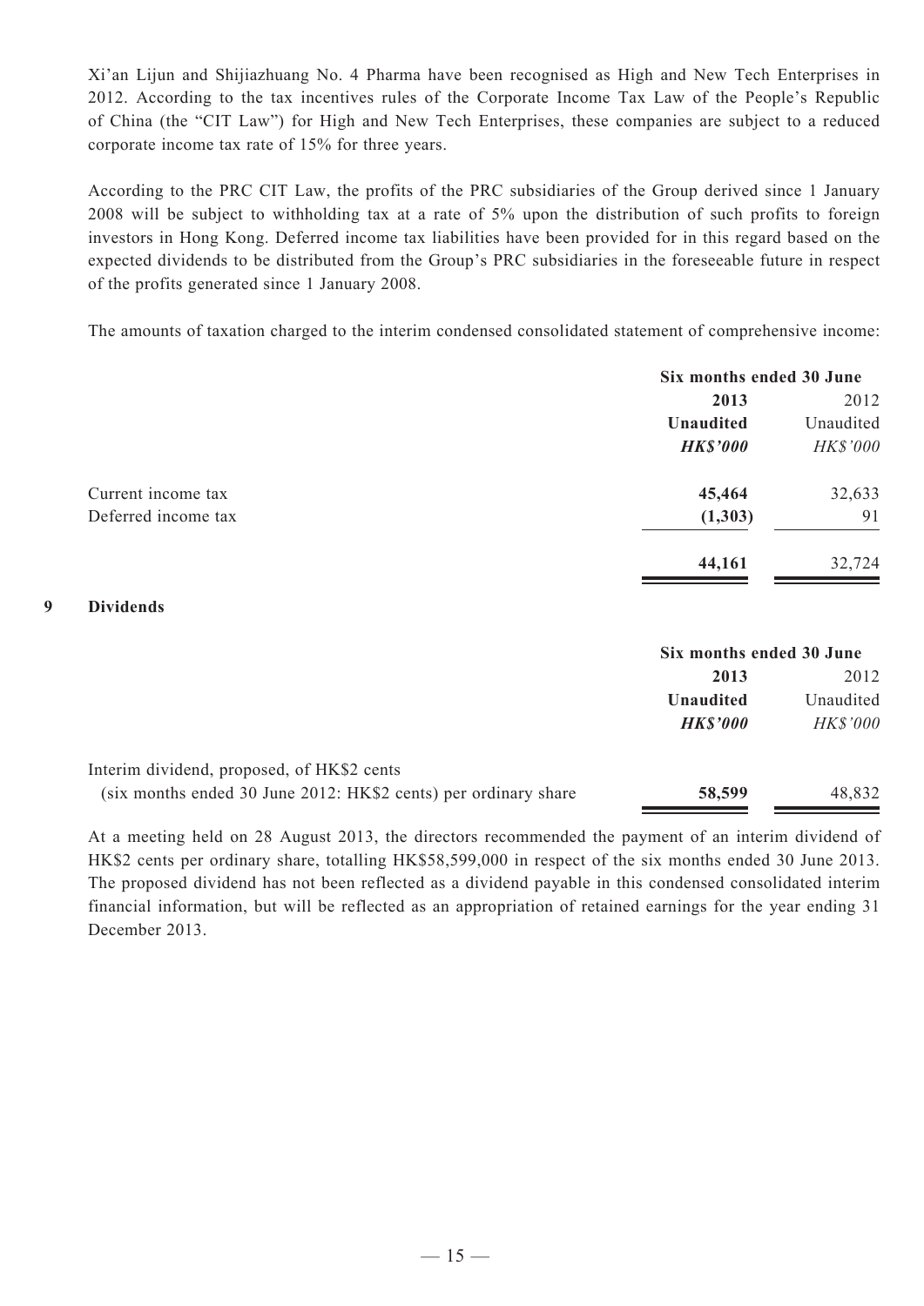Xi'an Lijun and Shijiazhuang No. 4 Pharma have been recognised as High and New Tech Enterprises in 2012. According to the tax incentives rules of the Corporate Income Tax Law of the People's Republic of China (the "CIT Law") for High and New Tech Enterprises, these companies are subject to a reduced corporate income tax rate of 15% for three years.

According to the PRC CIT Law, the profits of the PRC subsidiaries of the Group derived since 1 January 2008 will be subject to withholding tax at a rate of 5% upon the distribution of such profits to foreign investors in Hong Kong. Deferred income tax liabilities have been provided for in this regard based on the expected dividends to be distributed from the Group's PRC subsidiaries in the foreseeable future in respect of the profits generated since 1 January 2008.

The amounts of taxation charged to the interim condensed consolidated statement of comprehensive income:

| | Six months ended 30 June | |
|---|---|---|
| | **2013** | 2012 |
| | **Unaudited** | Unaudited |
| | ***HK$'000*** | *HK$'000* |
| Current income tax | **45,464** | 32,633 |
| Deferred income tax | **(1,303)** | 91 |
| | **44,161** | 32,724 |

## 9 Dividends

| | Six months ended 30 June | |
|---|---|---|
| | **2013** | 2012 |
| | **Unaudited** | Unaudited |
| | ***HK$'000*** | *HK$'000* |
| Interim dividend, proposed, of HK$2 cents (six months ended 30 June 2012: HK$2 cents) per ordinary share | **58,599** | 48,832 |

At a meeting held on 28 August 2013, the directors recommended the payment of an interim dividend of HK$2 cents per ordinary share, totalling HK$58,599,000 in respect of the six months ended 30 June 2013. The proposed dividend has not been reflected as a dividend payable in this condensed consolidated interim financial information, but will be reflected as an appropriation of retained earnings for the year ending 31 December 2013.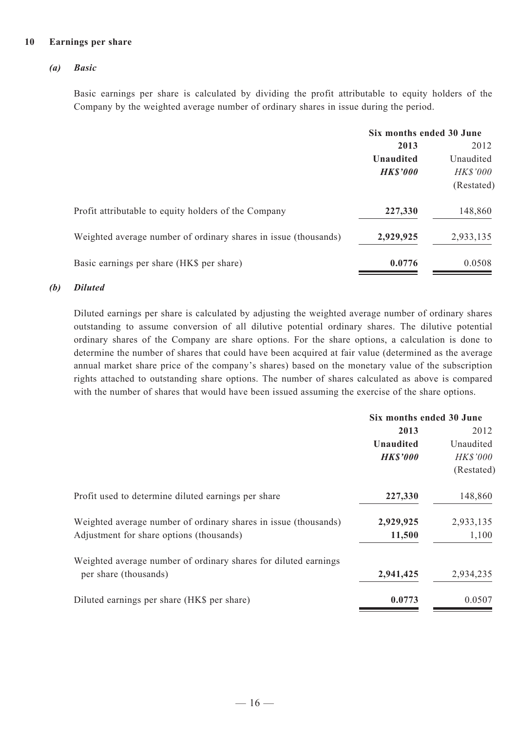## 10 Earnings per share

### *(a) Basic*

Basic earnings per share is calculated by dividing the profit attributable to equity holders of the Company by the weighted average number of ordinary shares in issue during the period.

| | Six months ended 30 June | |
|---|---|---|
| | **2013** | 2012 |
| | **Unaudited** | Unaudited |
| | ***HK$'000*** | *HK$'000* |
| | | (Restated) |
| Profit attributable to equity holders of the Company | **227,330** | 148,860 |
| Weighted average number of ordinary shares in issue (thousands) | **2,929,925** | 2,933,135 |
| Basic earnings per share (HK$ per share) | **0.0776** | 0.0508 |

### *(b) Diluted*

Diluted earnings per share is calculated by adjusting the weighted average number of ordinary shares outstanding to assume conversion of all dilutive potential ordinary shares. The dilutive potential ordinary shares of the Company are share options. For the share options, a calculation is done to determine the number of shares that could have been acquired at fair value (determined as the average annual market share price of the company's shares) based on the monetary value of the subscription rights attached to outstanding share options. The number of shares calculated as above is compared with the number of shares that would have been issued assuming the exercise of the share options.

| | Six months ended 30 June | |
|---|---|---|
| | **2013** | 2012 |
| | **Unaudited** | Unaudited |
| | ***HK$'000*** | *HK$'000* |
| | | (Restated) |
| Profit used to determine diluted earnings per share | **227,330** | 148,860 |
| Weighted average number of ordinary shares in issue (thousands) | **2,929,925** | 2,933,135 |
| Adjustment for share options (thousands) | **11,500** | 1,100 |
| Weighted average number of ordinary shares for diluted earnings per share (thousands) | **2,941,425** | 2,934,235 |
| Diluted earnings per share (HK$ per share) | **0.0773** | 0.0507 |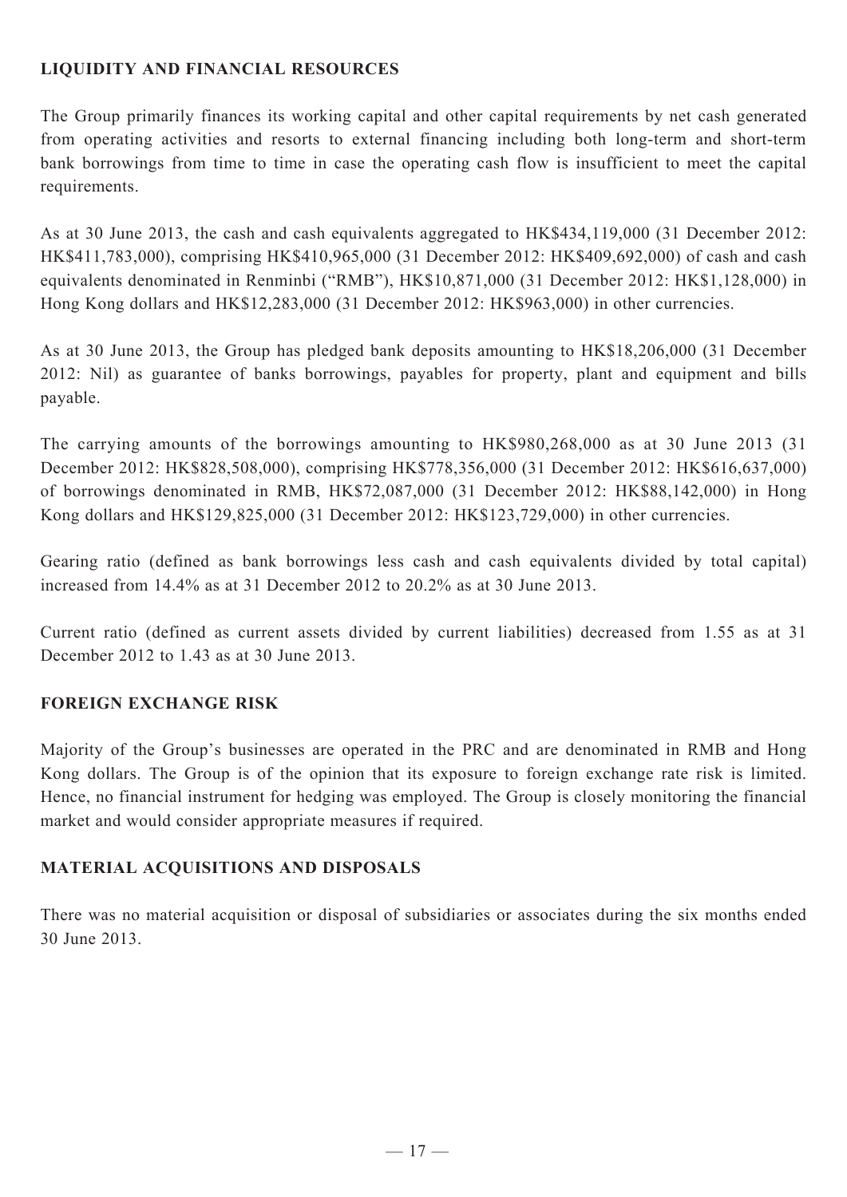## LIQUIDITY AND FINANCIAL RESOURCES

The Group primarily finances its working capital and other capital requirements by net cash generated from operating activities and resorts to external financing including both long-term and short-term bank borrowings from time to time in case the operating cash flow is insufficient to meet the capital requirements.

As at 30 June 2013, the cash and cash equivalents aggregated to HK$434,119,000 (31 December 2012: HK$411,783,000), comprising HK$410,965,000 (31 December 2012: HK$409,692,000) of cash and cash equivalents denominated in Renminbi ("RMB"), HK$10,871,000 (31 December 2012: HK$1,128,000) in Hong Kong dollars and HK$12,283,000 (31 December 2012: HK$963,000) in other currencies.

As at 30 June 2013, the Group has pledged bank deposits amounting to HK$18,206,000 (31 December 2012: Nil) as guarantee of banks borrowings, payables for property, plant and equipment and bills payable.

The carrying amounts of the borrowings amounting to HK$980,268,000 as at 30 June 2013 (31 December 2012: HK$828,508,000), comprising HK$778,356,000 (31 December 2012: HK$616,637,000) of borrowings denominated in RMB, HK$72,087,000 (31 December 2012: HK$88,142,000) in Hong Kong dollars and HK$129,825,000 (31 December 2012: HK$123,729,000) in other currencies.

Gearing ratio (defined as bank borrowings less cash and cash equivalents divided by total capital) increased from 14.4% as at 31 December 2012 to 20.2% as at 30 June 2013.

Current ratio (defined as current assets divided by current liabilities) decreased from 1.55 as at 31 December 2012 to 1.43 as at 30 June 2013.

## FOREIGN EXCHANGE RISK

Majority of the Group's businesses are operated in the PRC and are denominated in RMB and Hong Kong dollars. The Group is of the opinion that its exposure to foreign exchange rate risk is limited. Hence, no financial instrument for hedging was employed. The Group is closely monitoring the financial market and would consider appropriate measures if required.

## MATERIAL ACQUISITIONS AND DISPOSALS

There was no material acquisition or disposal of subsidiaries or associates during the six months ended 30 June 2013.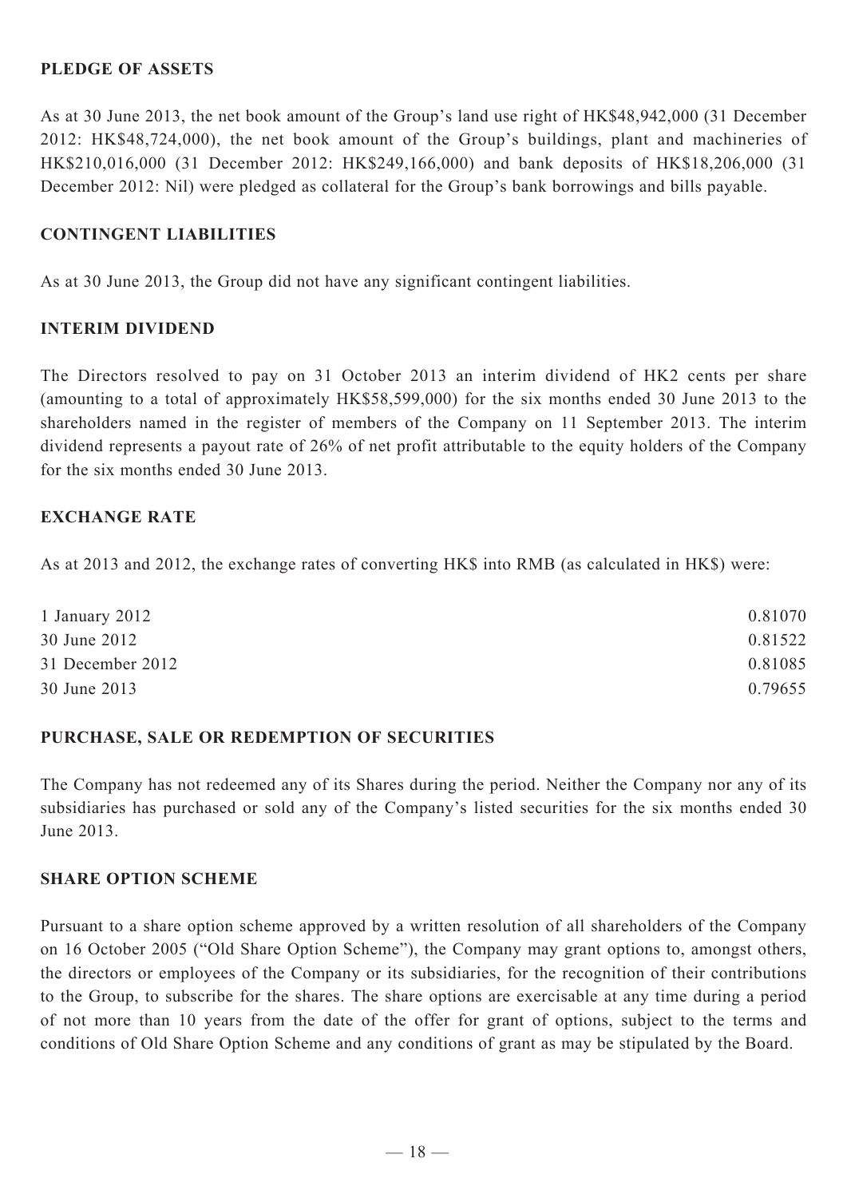## PLEDGE OF ASSETS

As at 30 June 2013, the net book amount of the Group's land use right of HK$48,942,000 (31 December 2012: HK$48,724,000), the net book amount of the Group's buildings, plant and machineries of HK$210,016,000 (31 December 2012: HK$249,166,000) and bank deposits of HK$18,206,000 (31 December 2012: Nil) were pledged as collateral for the Group's bank borrowings and bills payable.

## CONTINGENT LIABILITIES

As at 30 June 2013, the Group did not have any significant contingent liabilities.

## INTERIM DIVIDEND

The Directors resolved to pay on 31 October 2013 an interim dividend of HK2 cents per share (amounting to a total of approximately HK$58,599,000) for the six months ended 30 June 2013 to the shareholders named in the register of members of the Company on 11 September 2013. The interim dividend represents a payout rate of 26% of net profit attributable to the equity holders of the Company for the six months ended 30 June 2013.

## EXCHANGE RATE

As at 2013 and 2012, the exchange rates of converting HK$ into RMB (as calculated in HK$) were:

| | |
|---|---|
| 1 January 2012 | 0.81070 |
| 30 June 2012 | 0.81522 |
| 31 December 2012 | 0.81085 |
| 30 June 2013 | 0.79655 |

## PURCHASE, SALE OR REDEMPTION OF SECURITIES

The Company has not redeemed any of its Shares during the period. Neither the Company nor any of its subsidiaries has purchased or sold any of the Company's listed securities for the six months ended 30 June 2013.

## SHARE OPTION SCHEME

Pursuant to a share option scheme approved by a written resolution of all shareholders of the Company on 16 October 2005 ("Old Share Option Scheme"), the Company may grant options to, amongst others, the directors or employees of the Company or its subsidiaries, for the recognition of their contributions to the Group, to subscribe for the shares. The share options are exercisable at any time during a period of not more than 10 years from the date of the offer for grant of options, subject to the terms and conditions of Old Share Option Scheme and any conditions of grant as may be stipulated by the Board.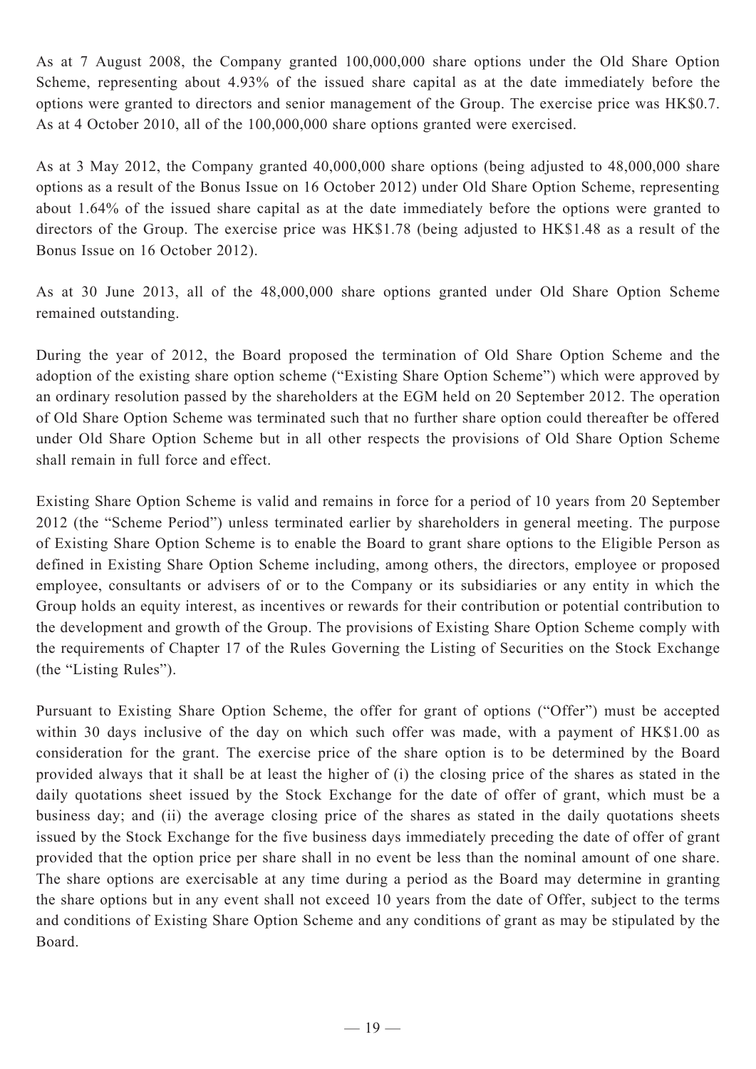As at 7 August 2008, the Company granted 100,000,000 share options under the Old Share Option Scheme, representing about 4.93% of the issued share capital as at the date immediately before the options were granted to directors and senior management of the Group. The exercise price was HK$0.7. As at 4 October 2010, all of the 100,000,000 share options granted were exercised.

As at 3 May 2012, the Company granted 40,000,000 share options (being adjusted to 48,000,000 share options as a result of the Bonus Issue on 16 October 2012) under Old Share Option Scheme, representing about 1.64% of the issued share capital as at the date immediately before the options were granted to directors of the Group. The exercise price was HK$1.78 (being adjusted to HK$1.48 as a result of the Bonus Issue on 16 October 2012).

As at 30 June 2013, all of the 48,000,000 share options granted under Old Share Option Scheme remained outstanding.

During the year of 2012, the Board proposed the termination of Old Share Option Scheme and the adoption of the existing share option scheme ("Existing Share Option Scheme") which were approved by an ordinary resolution passed by the shareholders at the EGM held on 20 September 2012. The operation of Old Share Option Scheme was terminated such that no further share option could thereafter be offered under Old Share Option Scheme but in all other respects the provisions of Old Share Option Scheme shall remain in full force and effect.

Existing Share Option Scheme is valid and remains in force for a period of 10 years from 20 September 2012 (the "Scheme Period") unless terminated earlier by shareholders in general meeting. The purpose of Existing Share Option Scheme is to enable the Board to grant share options to the Eligible Person as defined in Existing Share Option Scheme including, among others, the directors, employee or proposed employee, consultants or advisers of or to the Company or its subsidiaries or any entity in which the Group holds an equity interest, as incentives or rewards for their contribution or potential contribution to the development and growth of the Group. The provisions of Existing Share Option Scheme comply with the requirements of Chapter 17 of the Rules Governing the Listing of Securities on the Stock Exchange (the "Listing Rules").

Pursuant to Existing Share Option Scheme, the offer for grant of options ("Offer") must be accepted within 30 days inclusive of the day on which such offer was made, with a payment of HK$1.00 as consideration for the grant. The exercise price of the share option is to be determined by the Board provided always that it shall be at least the higher of (i) the closing price of the shares as stated in the daily quotations sheet issued by the Stock Exchange for the date of offer of grant, which must be a business day; and (ii) the average closing price of the shares as stated in the daily quotations sheets issued by the Stock Exchange for the five business days immediately preceding the date of offer of grant provided that the option price per share shall in no event be less than the nominal amount of one share. The share options are exercisable at any time during a period as the Board may determine in granting the share options but in any event shall not exceed 10 years from the date of Offer, subject to the terms and conditions of Existing Share Option Scheme and any conditions of grant as may be stipulated by the Board.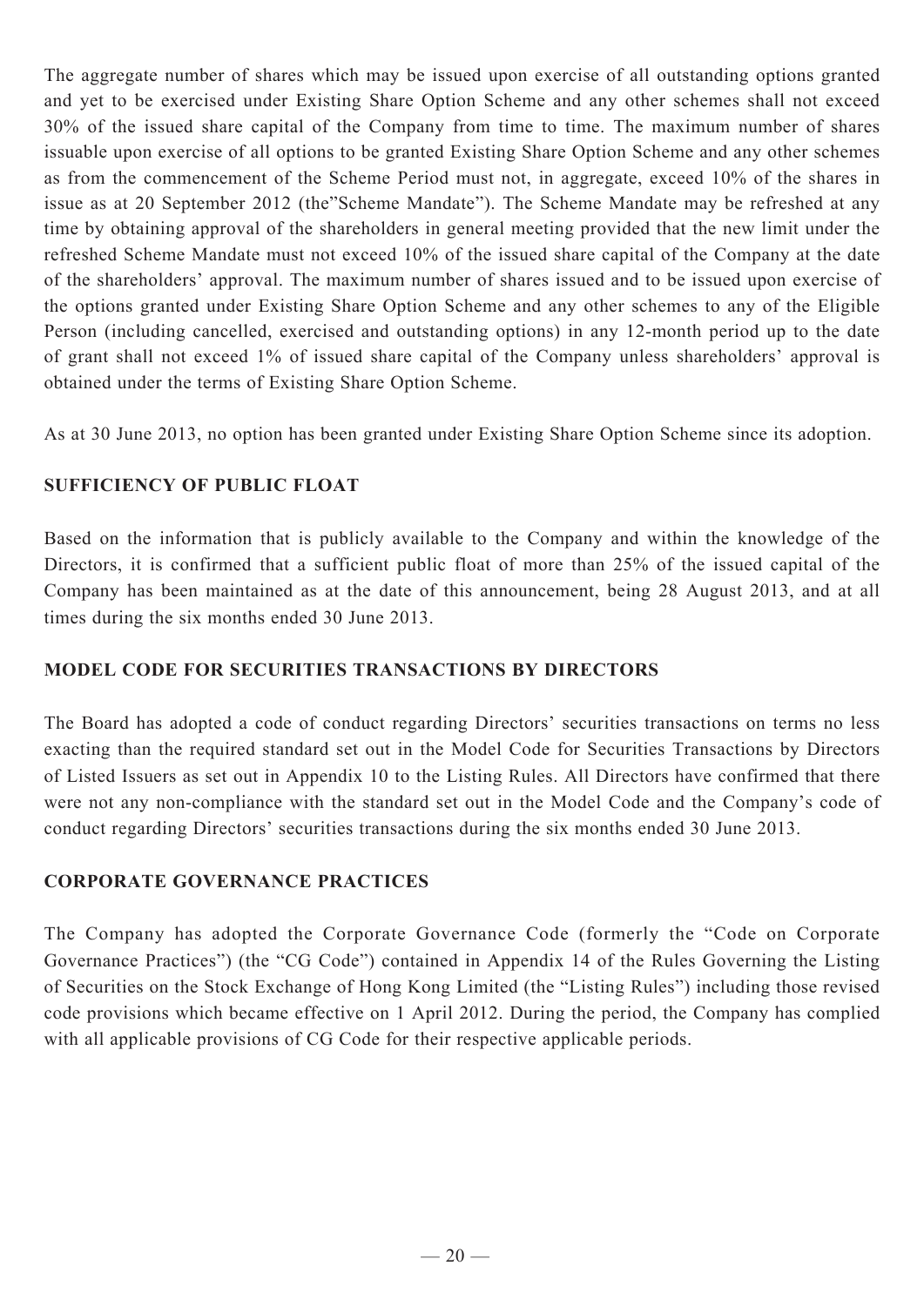The aggregate number of shares which may be issued upon exercise of all outstanding options granted and yet to be exercised under Existing Share Option Scheme and any other schemes shall not exceed 30% of the issued share capital of the Company from time to time. The maximum number of shares issuable upon exercise of all options to be granted Existing Share Option Scheme and any other schemes as from the commencement of the Scheme Period must not, in aggregate, exceed 10% of the shares in issue as at 20 September 2012 (the"Scheme Mandate"). The Scheme Mandate may be refreshed at any time by obtaining approval of the shareholders in general meeting provided that the new limit under the refreshed Scheme Mandate must not exceed 10% of the issued share capital of the Company at the date of the shareholders' approval. The maximum number of shares issued and to be issued upon exercise of the options granted under Existing Share Option Scheme and any other schemes to any of the Eligible Person (including cancelled, exercised and outstanding options) in any 12-month period up to the date of grant shall not exceed 1% of issued share capital of the Company unless shareholders' approval is obtained under the terms of Existing Share Option Scheme.

As at 30 June 2013, no option has been granted under Existing Share Option Scheme since its adoption.

## SUFFICIENCY OF PUBLIC FLOAT

Based on the information that is publicly available to the Company and within the knowledge of the Directors, it is confirmed that a sufficient public float of more than 25% of the issued capital of the Company has been maintained as at the date of this announcement, being 28 August 2013, and at all times during the six months ended 30 June 2013.

## MODEL CODE FOR SECURITIES TRANSACTIONS BY DIRECTORS

The Board has adopted a code of conduct regarding Directors' securities transactions on terms no less exacting than the required standard set out in the Model Code for Securities Transactions by Directors of Listed Issuers as set out in Appendix 10 to the Listing Rules. All Directors have confirmed that there were not any non-compliance with the standard set out in the Model Code and the Company's code of conduct regarding Directors' securities transactions during the six months ended 30 June 2013.

## CORPORATE GOVERNANCE PRACTICES

The Company has adopted the Corporate Governance Code (formerly the "Code on Corporate Governance Practices") (the "CG Code") contained in Appendix 14 of the Rules Governing the Listing of Securities on the Stock Exchange of Hong Kong Limited (the "Listing Rules") including those revised code provisions which became effective on 1 April 2012. During the period, the Company has complied with all applicable provisions of CG Code for their respective applicable periods.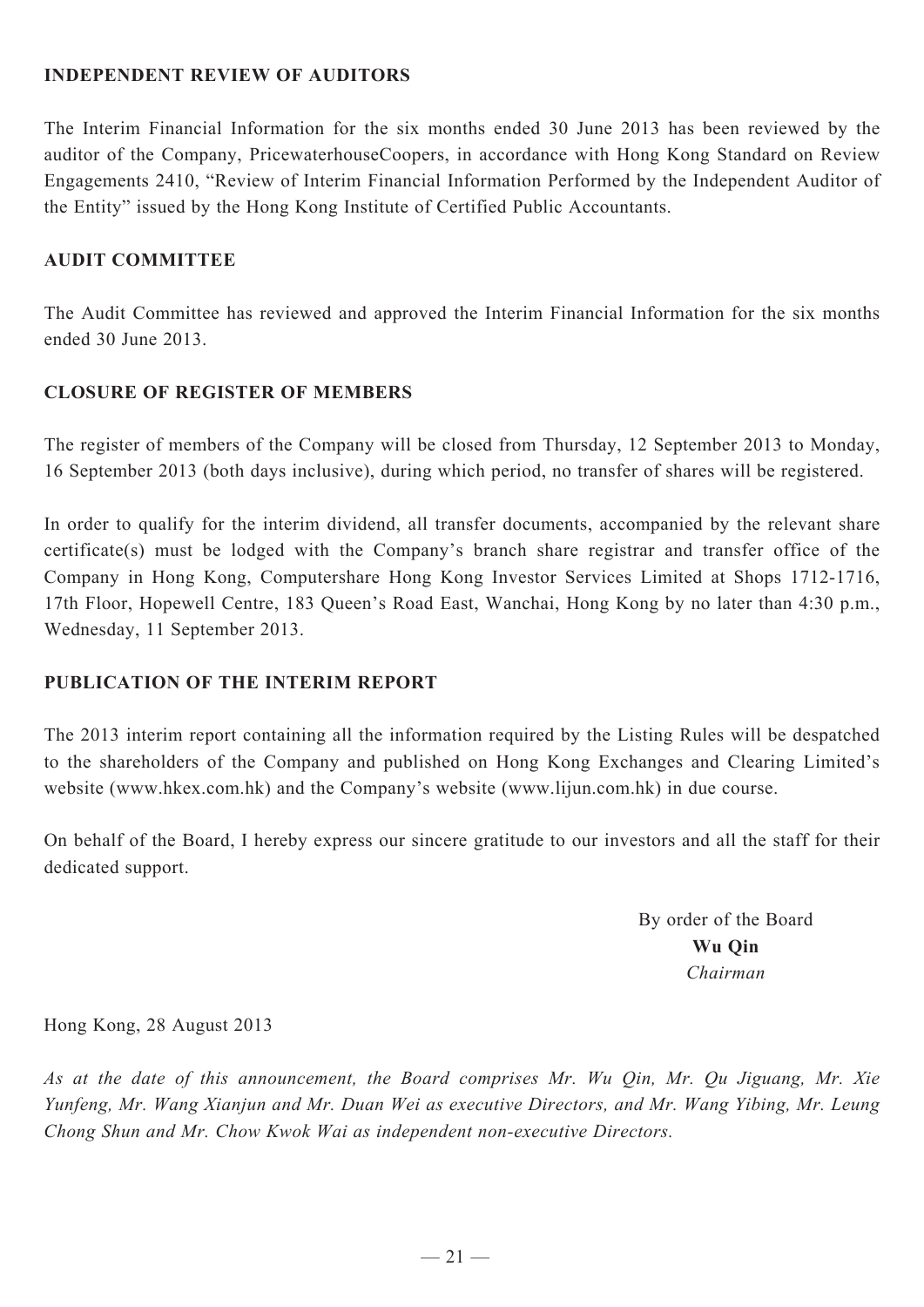## INDEPENDENT REVIEW OF AUDITORS

The Interim Financial Information for the six months ended 30 June 2013 has been reviewed by the auditor of the Company, PricewaterhouseCoopers, in accordance with Hong Kong Standard on Review Engagements 2410, "Review of Interim Financial Information Performed by the Independent Auditor of the Entity" issued by the Hong Kong Institute of Certified Public Accountants.

## AUDIT COMMITTEE

The Audit Committee has reviewed and approved the Interim Financial Information for the six months ended 30 June 2013.

## CLOSURE OF REGISTER OF MEMBERS

The register of members of the Company will be closed from Thursday, 12 September 2013 to Monday, 16 September 2013 (both days inclusive), during which period, no transfer of shares will be registered.

In order to qualify for the interim dividend, all transfer documents, accompanied by the relevant share certificate(s) must be lodged with the Company's branch share registrar and transfer office of the Company in Hong Kong, Computershare Hong Kong Investor Services Limited at Shops 1712-1716, 17th Floor, Hopewell Centre, 183 Queen's Road East, Wanchai, Hong Kong by no later than 4:30 p.m., Wednesday, 11 September 2013.

## PUBLICATION OF THE INTERIM REPORT

The 2013 interim report containing all the information required by the Listing Rules will be despatched to the shareholders of the Company and published on Hong Kong Exchanges and Clearing Limited's website (www.hkex.com.hk) and the Company's website (www.lijun.com.hk) in due course.

On behalf of the Board, I hereby express our sincere gratitude to our investors and all the staff for their dedicated support.

By order of the Board
**Wu Qin**
*Chairman*

Hong Kong, 28 August 2013

*As at the date of this announcement, the Board comprises Mr. Wu Qin, Mr. Qu Jiguang, Mr. Xie Yunfeng, Mr. Wang Xianjun and Mr. Duan Wei as executive Directors, and Mr. Wang Yibing, Mr. Leung Chong Shun and Mr. Chow Kwok Wai as independent non-executive Directors.*